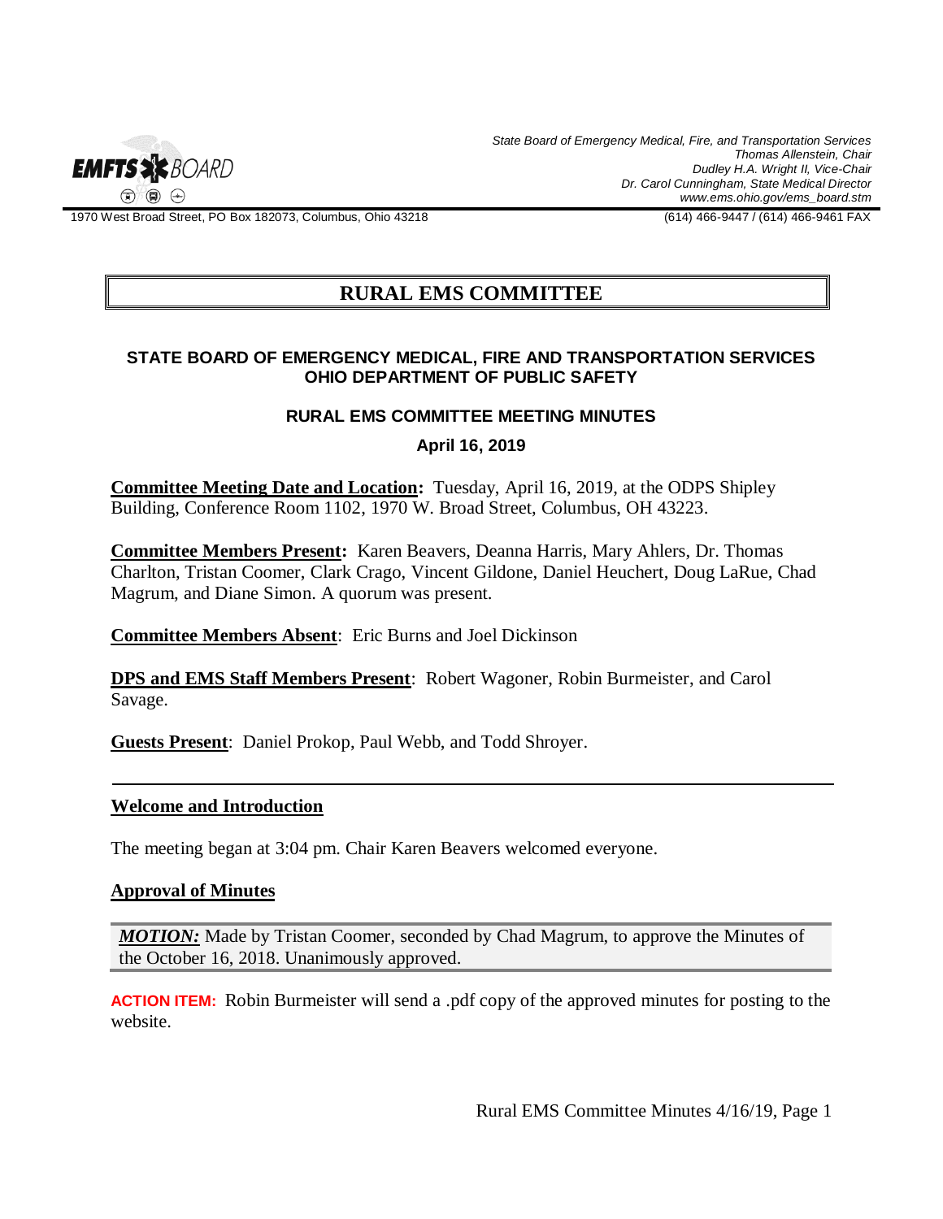State Board of Emergency Medical, Fire, and Transportation Services
Thomas Allenstein, Chair
Dudley H.A. Wright II, Vice-Chair
Dr. Carol Cunningham, State Medical Director
www.ems.ohio.gov/ems_board.stm

1970 West Broad Street, PO Box 182073, Columbus, Ohio 43218 — (614) 466-9447 / (614) 466-9461 FAX

# RURAL EMS COMMITTEE

**STATE BOARD OF EMERGENCY MEDICAL, FIRE AND TRANSPORTATION SERVICES**
**OHIO DEPARTMENT OF PUBLIC SAFETY**

**RURAL EMS COMMITTEE MEETING MINUTES**

**April 16, 2019**

**Committee Meeting Date and Location:** Tuesday, April 16, 2019, at the ODPS Shipley Building, Conference Room 1102, 1970 W. Broad Street, Columbus, OH 43223.

**Committee Members Present:** Karen Beavers, Deanna Harris, Mary Ahlers, Dr. Thomas Charlton, Tristan Coomer, Clark Crago, Vincent Gildone, Daniel Heuchert, Doug LaRue, Chad Magrum, and Diane Simon. A quorum was present.

**Committee Members Absent**: Eric Burns and Joel Dickinson

**DPS and EMS Staff Members Present**: Robert Wagoner, Robin Burmeister, and Carol Savage.

**Guests Present**: Daniel Prokop, Paul Webb, and Todd Shroyer.

---

**Welcome and Introduction**

The meeting began at 3:04 pm. Chair Karen Beavers welcomed everyone.

**Approval of Minutes**

***MOTION:*** Made by Tristan Coomer, seconded by Chad Magrum, to approve the Minutes of the October 16, 2018. Unanimously approved.

**ACTION ITEM:** Robin Burmeister will send a .pdf copy of the approved minutes for posting to the website.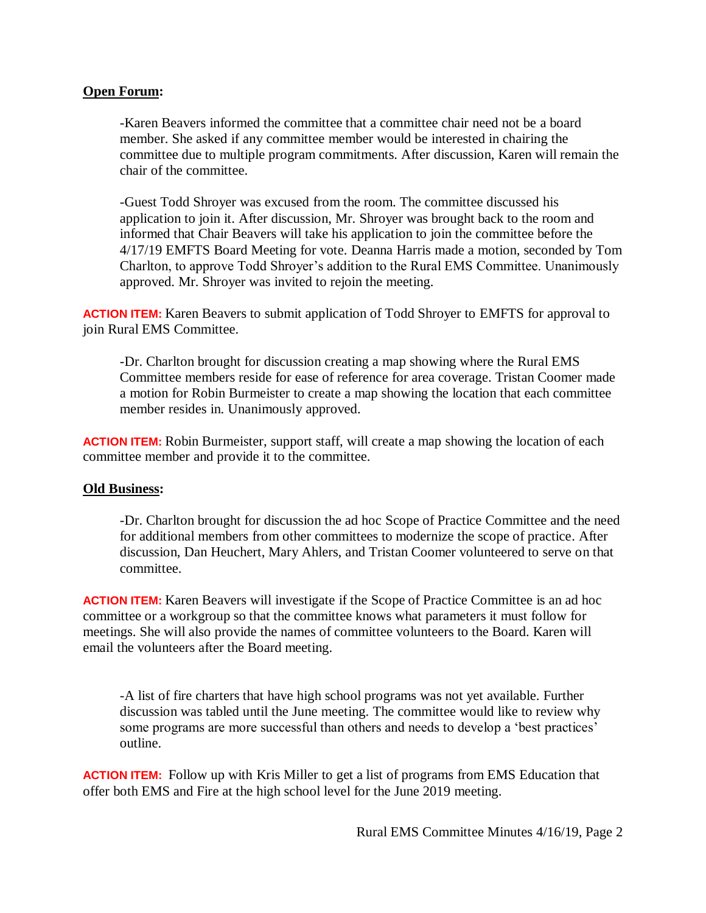**Open Forum:**

-Karen Beavers informed the committee that a committee chair need not be a board member. She asked if any committee member would be interested in chairing the committee due to multiple program commitments. After discussion, Karen will remain the chair of the committee.

-Guest Todd Shroyer was excused from the room. The committee discussed his application to join it. After discussion, Mr. Shroyer was brought back to the room and informed that Chair Beavers will take his application to join the committee before the 4/17/19 EMFTS Board Meeting for vote. Deanna Harris made a motion, seconded by Tom Charlton, to approve Todd Shroyer's addition to the Rural EMS Committee. Unanimously approved. Mr. Shroyer was invited to rejoin the meeting.

**ACTION ITEM:** Karen Beavers to submit application of Todd Shroyer to EMFTS for approval to join Rural EMS Committee.

-Dr. Charlton brought for discussion creating a map showing where the Rural EMS Committee members reside for ease of reference for area coverage. Tristan Coomer made a motion for Robin Burmeister to create a map showing the location that each committee member resides in. Unanimously approved.

**ACTION ITEM:** Robin Burmeister, support staff, will create a map showing the location of each committee member and provide it to the committee.

**Old Business:**

-Dr. Charlton brought for discussion the ad hoc Scope of Practice Committee and the need for additional members from other committees to modernize the scope of practice. After discussion, Dan Heuchert, Mary Ahlers, and Tristan Coomer volunteered to serve on that committee.

**ACTION ITEM:** Karen Beavers will investigate if the Scope of Practice Committee is an ad hoc committee or a workgroup so that the committee knows what parameters it must follow for meetings. She will also provide the names of committee volunteers to the Board. Karen will email the volunteers after the Board meeting.

-A list of fire charters that have high school programs was not yet available. Further discussion was tabled until the June meeting. The committee would like to review why some programs are more successful than others and needs to develop a 'best practices' outline.

**ACTION ITEM:** Follow up with Kris Miller to get a list of programs from EMS Education that offer both EMS and Fire at the high school level for the June 2019 meeting.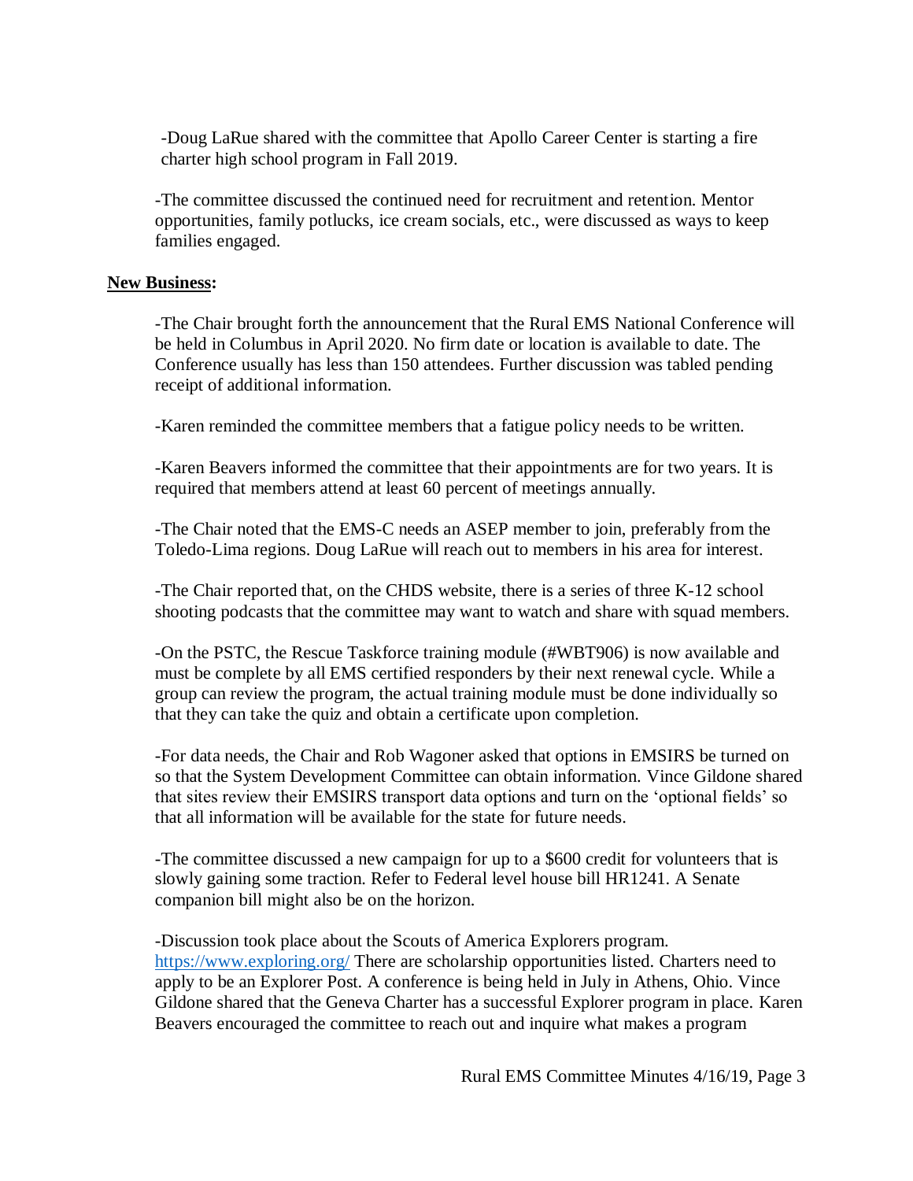-Doug LaRue shared with the committee that Apollo Career Center is starting a fire charter high school program in Fall 2019.

-The committee discussed the continued need for recruitment and retention. Mentor opportunities, family potlucks, ice cream socials, etc., were discussed as ways to keep families engaged.

**New Business:**

-The Chair brought forth the announcement that the Rural EMS National Conference will be held in Columbus in April 2020. No firm date or location is available to date. The Conference usually has less than 150 attendees. Further discussion was tabled pending receipt of additional information.

-Karen reminded the committee members that a fatigue policy needs to be written.

-Karen Beavers informed the committee that their appointments are for two years. It is required that members attend at least 60 percent of meetings annually.

-The Chair noted that the EMS-C needs an ASEP member to join, preferably from the Toledo-Lima regions. Doug LaRue will reach out to members in his area for interest.

-The Chair reported that, on the CHDS website, there is a series of three K-12 school shooting podcasts that the committee may want to watch and share with squad members.

-On the PSTC, the Rescue Taskforce training module (#WBT906) is now available and must be complete by all EMS certified responders by their next renewal cycle. While a group can review the program, the actual training module must be done individually so that they can take the quiz and obtain a certificate upon completion.

-For data needs, the Chair and Rob Wagoner asked that options in EMSIRS be turned on so that the System Development Committee can obtain information. Vince Gildone shared that sites review their EMSIRS transport data options and turn on the 'optional fields' so that all information will be available for the state for future needs.

-The committee discussed a new campaign for up to a $600 credit for volunteers that is slowly gaining some traction. Refer to Federal level house bill HR1241. A Senate companion bill might also be on the horizon.

-Discussion took place about the Scouts of America Explorers program. https://www.exploring.org/ There are scholarship opportunities listed. Charters need to apply to be an Explorer Post. A conference is being held in July in Athens, Ohio. Vince Gildone shared that the Geneva Charter has a successful Explorer program in place. Karen Beavers encouraged the committee to reach out and inquire what makes a program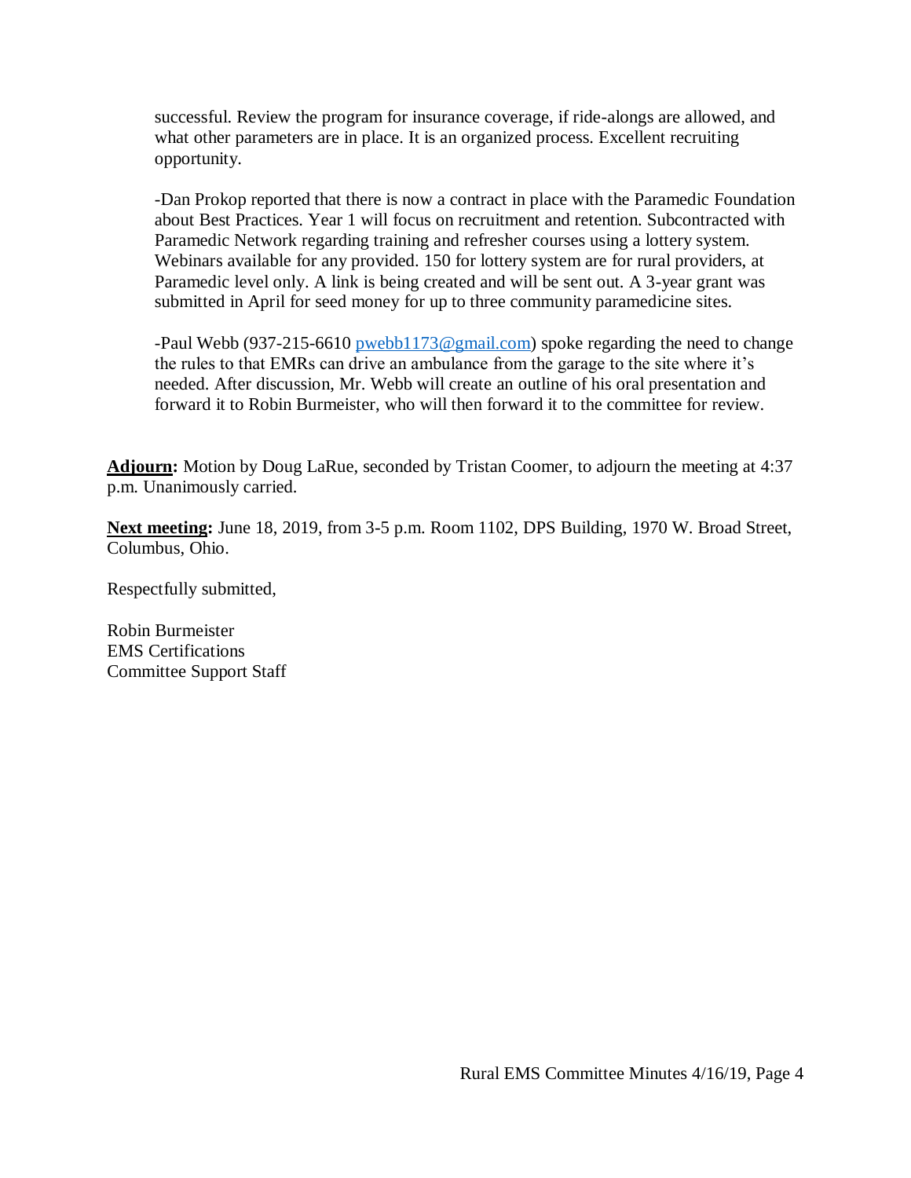successful. Review the program for insurance coverage, if ride-alongs are allowed, and what other parameters are in place. It is an organized process. Excellent recruiting opportunity.

-Dan Prokop reported that there is now a contract in place with the Paramedic Foundation about Best Practices. Year 1 will focus on recruitment and retention. Subcontracted with Paramedic Network regarding training and refresher courses using a lottery system. Webinars available for any provided. 150 for lottery system are for rural providers, at Paramedic level only. A link is being created and will be sent out. A 3-year grant was submitted in April for seed money for up to three community paramedicine sites.

-Paul Webb (937-215-6610 pwebb1173@gmail.com) spoke regarding the need to change the rules to that EMRs can drive an ambulance from the garage to the site where it's needed. After discussion, Mr. Webb will create an outline of his oral presentation and forward it to Robin Burmeister, who will then forward it to the committee for review.

**Adjourn:** Motion by Doug LaRue, seconded by Tristan Coomer, to adjourn the meeting at 4:37 p.m. Unanimously carried.

**Next meeting:** June 18, 2019, from 3-5 p.m. Room 1102, DPS Building, 1970 W. Broad Street, Columbus, Ohio.

Respectfully submitted,

Robin Burmeister
EMS Certifications
Committee Support Staff